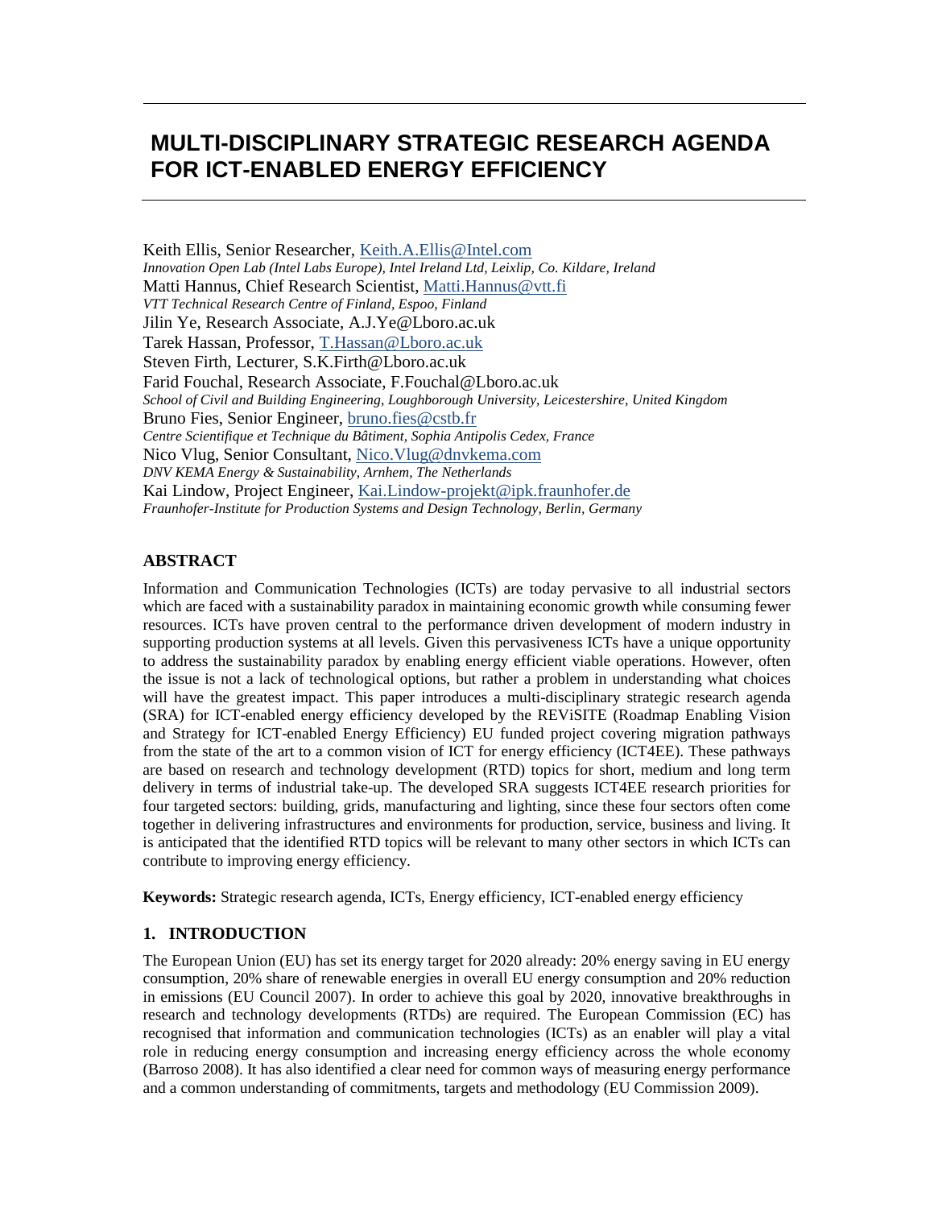# MULTI-DISCIPLINARY STRATEGIC RESEARCH AGENDA FOR ICT-ENABLED ENERGY EFFICIENCY

Keith Ellis, Senior Researcher, Keith.A.Ellis@Intel.com
*Innovation Open Lab (Intel Labs Europe), Intel Ireland Ltd, Leixlip, Co. Kildare, Ireland*
Matti Hannus, Chief Research Scientist, Matti.Hannus@vtt.fi
*VTT Technical Research Centre of Finland, Espoo, Finland*
Jilin Ye, Research Associate, A.J.Ye@Lboro.ac.uk
Tarek Hassan, Professor, T.Hassan@Lboro.ac.uk
Steven Firth, Lecturer, S.K.Firth@Lboro.ac.uk
Farid Fouchal, Research Associate, F.Fouchal@Lboro.ac.uk
*School of Civil and Building Engineering, Loughborough University, Leicestershire, United Kingdom*
Bruno Fies, Senior Engineer, bruno.fies@cstb.fr
*Centre Scientifique et Technique du Bâtiment, Sophia Antipolis Cedex, France*
Nico Vlug, Senior Consultant, Nico.Vlug@dnvkema.com
*DNV KEMA Energy & Sustainability, Arnhem, The Netherlands*
Kai Lindow, Project Engineer, Kai.Lindow-projekt@ipk.fraunhofer.de
*Fraunhofer-Institute for Production Systems and Design Technology, Berlin, Germany*

## ABSTRACT

Information and Communication Technologies (ICTs) are today pervasive to all industrial sectors which are faced with a sustainability paradox in maintaining economic growth while consuming fewer resources. ICTs have proven central to the performance driven development of modern industry in supporting production systems at all levels. Given this pervasiveness ICTs have a unique opportunity to address the sustainability paradox by enabling energy efficient viable operations. However, often the issue is not a lack of technological options, but rather a problem in understanding what choices will have the greatest impact. This paper introduces a multi-disciplinary strategic research agenda (SRA) for ICT-enabled energy efficiency developed by the REViSITE (Roadmap Enabling Vision and Strategy for ICT-enabled Energy Efficiency) EU funded project covering migration pathways from the state of the art to a common vision of ICT for energy efficiency (ICT4EE). These pathways are based on research and technology development (RTD) topics for short, medium and long term delivery in terms of industrial take-up. The developed SRA suggests ICT4EE research priorities for four targeted sectors: building, grids, manufacturing and lighting, since these four sectors often come together in delivering infrastructures and environments for production, service, business and living. It is anticipated that the identified RTD topics will be relevant to many other sectors in which ICTs can contribute to improving energy efficiency.

**Keywords:** Strategic research agenda, ICTs, Energy efficiency, ICT-enabled energy efficiency

## 1. INTRODUCTION

The European Union (EU) has set its energy target for 2020 already: 20% energy saving in EU energy consumption, 20% share of renewable energies in overall EU energy consumption and 20% reduction in emissions (EU Council 2007). In order to achieve this goal by 2020, innovative breakthroughs in research and technology developments (RTDs) are required. The European Commission (EC) has recognised that information and communication technologies (ICTs) as an enabler will play a vital role in reducing energy consumption and increasing energy efficiency across the whole economy (Barroso 2008). It has also identified a clear need for common ways of measuring energy performance and a common understanding of commitments, targets and methodology (EU Commission 2009).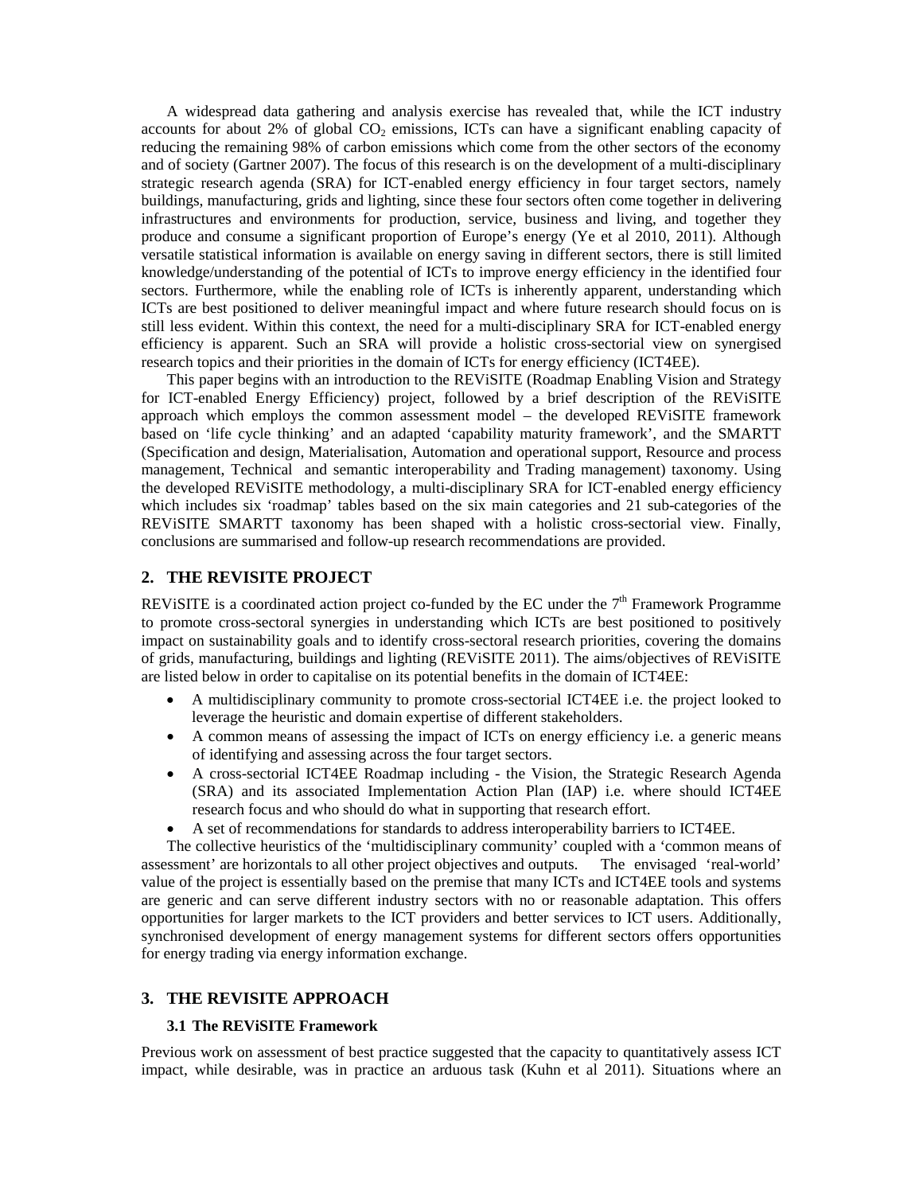A widespread data gathering and analysis exercise has revealed that, while the ICT industry accounts for about 2% of global $CO_2$ emissions, ICTs can have a significant enabling capacity of reducing the remaining 98% of carbon emissions which come from the other sectors of the economy and of society (Gartner 2007). The focus of this research is on the development of a multi-disciplinary strategic research agenda (SRA) for ICT-enabled energy efficiency in four target sectors, namely buildings, manufacturing, grids and lighting, since these four sectors often come together in delivering infrastructures and environments for production, service, business and living, and together they produce and consume a significant proportion of Europe's energy (Ye et al 2010, 2011). Although versatile statistical information is available on energy saving in different sectors, there is still limited knowledge/understanding of the potential of ICTs to improve energy efficiency in the identified four sectors. Furthermore, while the enabling role of ICTs is inherently apparent, understanding which ICTs are best positioned to deliver meaningful impact and where future research should focus on is still less evident. Within this context, the need for a multi-disciplinary SRA for ICT-enabled energy efficiency is apparent. Such an SRA will provide a holistic cross-sectorial view on synergised research topics and their priorities in the domain of ICTs for energy efficiency (ICT4EE).

This paper begins with an introduction to the REViSITE (Roadmap Enabling Vision and Strategy for ICT-enabled Energy Efficiency) project, followed by a brief description of the REViSITE approach which employs the common assessment model – the developed REViSITE framework based on 'life cycle thinking' and an adapted 'capability maturity framework', and the SMARTT (Specification and design, Materialisation, Automation and operational support, Resource and process management, Technical and semantic interoperability and Trading management) taxonomy. Using the developed REViSITE methodology, a multi-disciplinary SRA for ICT-enabled energy efficiency which includes six 'roadmap' tables based on the six main categories and 21 sub-categories of the REViSITE SMARTT taxonomy has been shaped with a holistic cross-sectorial view. Finally, conclusions are summarised and follow-up research recommendations are provided.

## 2. THE REVISITE PROJECT

REViSITE is a coordinated action project co-funded by the EC under the 7th Framework Programme to promote cross-sectoral synergies in understanding which ICTs are best positioned to positively impact on sustainability goals and to identify cross-sectoral research priorities, covering the domains of grids, manufacturing, buildings and lighting (REViSITE 2011). The aims/objectives of REViSITE are listed below in order to capitalise on its potential benefits in the domain of ICT4EE:

- A multidisciplinary community to promote cross-sectorial ICT4EE i.e. the project looked to leverage the heuristic and domain expertise of different stakeholders.
- A common means of assessing the impact of ICTs on energy efficiency i.e. a generic means of identifying and assessing across the four target sectors.
- A cross-sectorial ICT4EE Roadmap including - the Vision, the Strategic Research Agenda (SRA) and its associated Implementation Action Plan (IAP) i.e. where should ICT4EE research focus and who should do what in supporting that research effort.
- A set of recommendations for standards to address interoperability barriers to ICT4EE.

The collective heuristics of the 'multidisciplinary community' coupled with a 'common means of assessment' are horizontals to all other project objectives and outputs. The envisaged 'real-world' value of the project is essentially based on the premise that many ICTs and ICT4EE tools and systems are generic and can serve different industry sectors with no or reasonable adaptation. This offers opportunities for larger markets to the ICT providers and better services to ICT users. Additionally, synchronised development of energy management systems for different sectors offers opportunities for energy trading via energy information exchange.

## 3. THE REVISITE APPROACH

### 3.1 The REViSITE Framework

Previous work on assessment of best practice suggested that the capacity to quantitatively assess ICT impact, while desirable, was in practice an arduous task (Kuhn et al 2011). Situations where an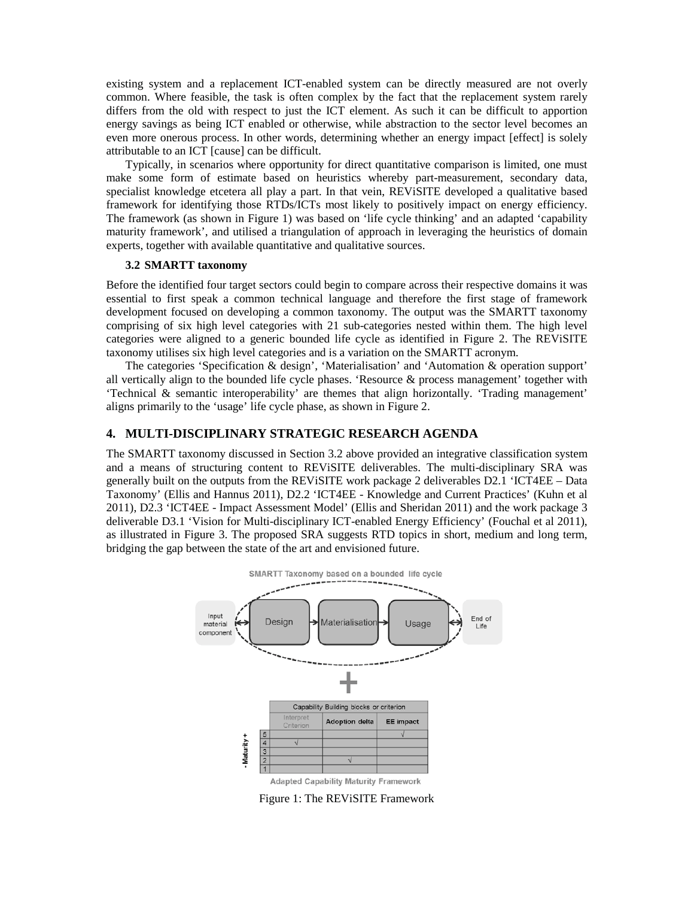existing system and a replacement ICT-enabled system can be directly measured are not overly common. Where feasible, the task is often complex by the fact that the replacement system rarely differs from the old with respect to just the ICT element. As such it can be difficult to apportion energy savings as being ICT enabled or otherwise, while abstraction to the sector level becomes an even more onerous process. In other words, determining whether an energy impact [effect] is solely attributable to an ICT [cause] can be difficult.

Typically, in scenarios where opportunity for direct quantitative comparison is limited, one must make some form of estimate based on heuristics whereby part-measurement, secondary data, specialist knowledge etcetera all play a part. In that vein, REViSITE developed a qualitative based framework for identifying those RTDs/ICTs most likely to positively impact on energy efficiency. The framework (as shown in Figure 1) was based on 'life cycle thinking' and an adapted 'capability maturity framework', and utilised a triangulation of approach in leveraging the heuristics of domain experts, together with available quantitative and qualitative sources.

### 3.2 SMARTT taxonomy

Before the identified four target sectors could begin to compare across their respective domains it was essential to first speak a common technical language and therefore the first stage of framework development focused on developing a common taxonomy. The output was the SMARTT taxonomy comprising of six high level categories with 21 sub-categories nested within them. The high level categories were aligned to a generic bounded life cycle as identified in Figure 2. The REViSITE taxonomy utilises six high level categories and is a variation on the SMARTT acronym.

The categories 'Specification & design', 'Materialisation' and 'Automation & operation support' all vertically align to the bounded life cycle phases. 'Resource & process management' together with 'Technical & semantic interoperability' are themes that align horizontally. 'Trading management' aligns primarily to the 'usage' life cycle phase, as shown in Figure 2.

## 4. MULTI-DISCIPLINARY STRATEGIC RESEARCH AGENDA

The SMARTT taxonomy discussed in Section 3.2 above provided an integrative classification system and a means of structuring content to REViSITE deliverables. The multi-disciplinary SRA was generally built on the outputs from the REViSITE work package 2 deliverables D2.1 'ICT4EE – Data Taxonomy' (Ellis and Hannus 2011), D2.2 'ICT4EE - Knowledge and Current Practices' (Kuhn et al 2011), D2.3 'ICT4EE - Impact Assessment Model' (Ellis and Sheridan 2011) and the work package 3 deliverable D3.1 'Vision for Multi-disciplinary ICT-enabled Energy Efficiency' (Fouchal et al 2011), as illustrated in Figure 3. The proposed SRA suggests RTD topics in short, medium and long term, bridging the gap between the state of the art and envisioned future.

SMARTT Taxonomy based on a bounded life cycle

Input material component ↔ Design → Materialisation → Usage ↔ End of Life

+

| - Maturity + | Interpret Criterion | Adoption delta | EE impact |
|---|---|---|---|
| 5 | | | √ |
| 4 | √ | | |
| 3 | | | |
| 2 | | √ | |
| 1 | | | |

Capability Building blocks or criterion

Adapted Capability Maturity Framework

Figure 1: The REViSITE Framework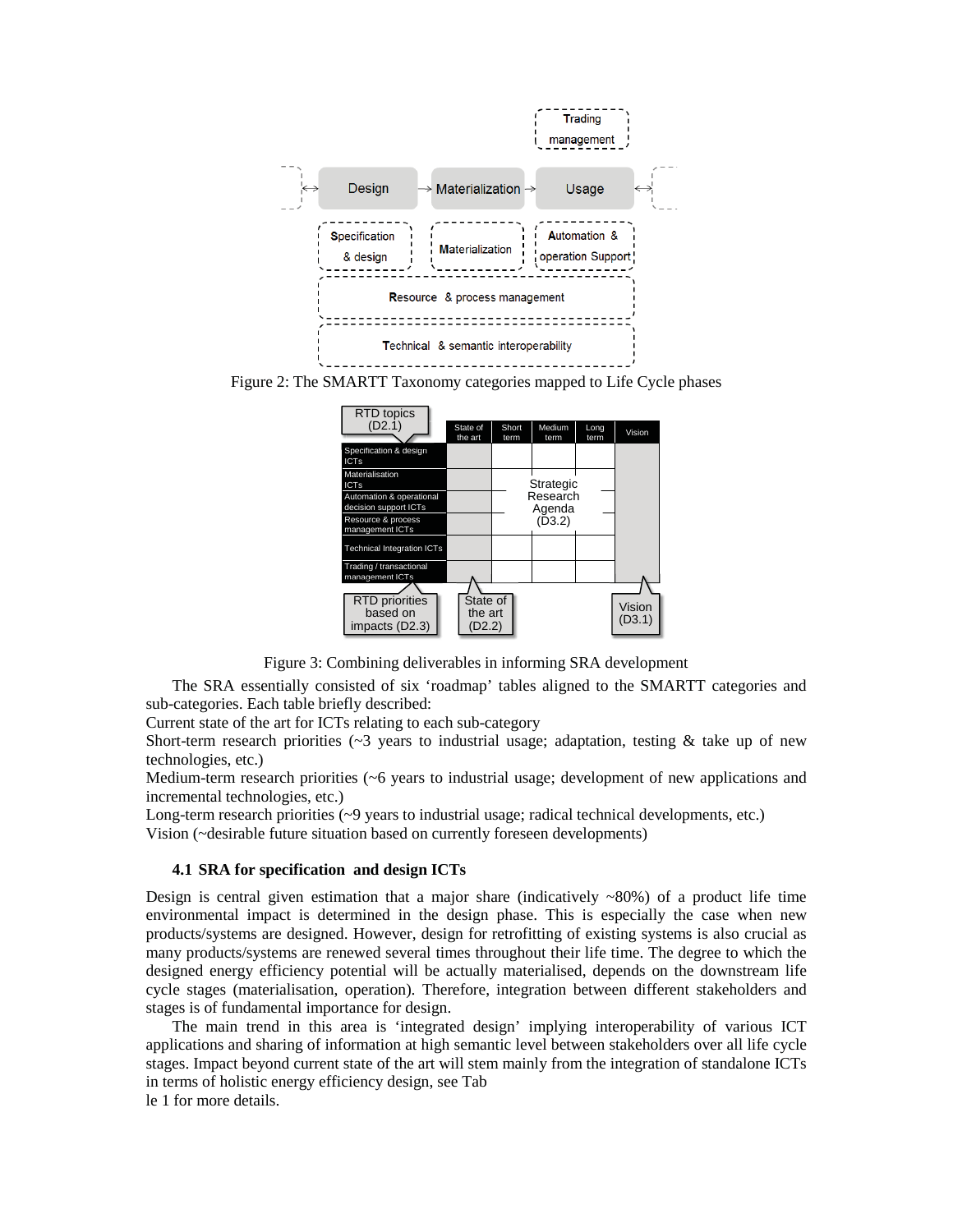Figure 2: The SMARTT Taxonomy categories mapped to Life Cycle phases

Figure 3: Combining deliverables in informing SRA development

The SRA essentially consisted of six 'roadmap' tables aligned to the SMARTT categories and sub-categories. Each table briefly described:

Current state of the art for ICTs relating to each sub-category

Short-term research priorities (~3 years to industrial usage; adaptation, testing & take up of new technologies, etc.)

Medium-term research priorities (~6 years to industrial usage; development of new applications and incremental technologies, etc.)

Long-term research priorities (~9 years to industrial usage; radical technical developments, etc.)

Vision (~desirable future situation based on currently foreseen developments)

### 4.1 SRA for specification and design ICTs

Design is central given estimation that a major share (indicatively ~80%) of a product life time environmental impact is determined in the design phase. This is especially the case when new products/systems are designed. However, design for retrofitting of existing systems is also crucial as many products/systems are renewed several times throughout their life time. The degree to which the designed energy efficiency potential will be actually materialised, depends on the downstream life cycle stages (materialisation, operation). Therefore, integration between different stakeholders and stages is of fundamental importance for design.

The main trend in this area is 'integrated design' implying interoperability of various ICT applications and sharing of information at high semantic level between stakeholders over all life cycle stages. Impact beyond current state of the art will stem mainly from the integration of standalone ICTs in terms of holistic energy efficiency design, see Tab
le 1 for more details.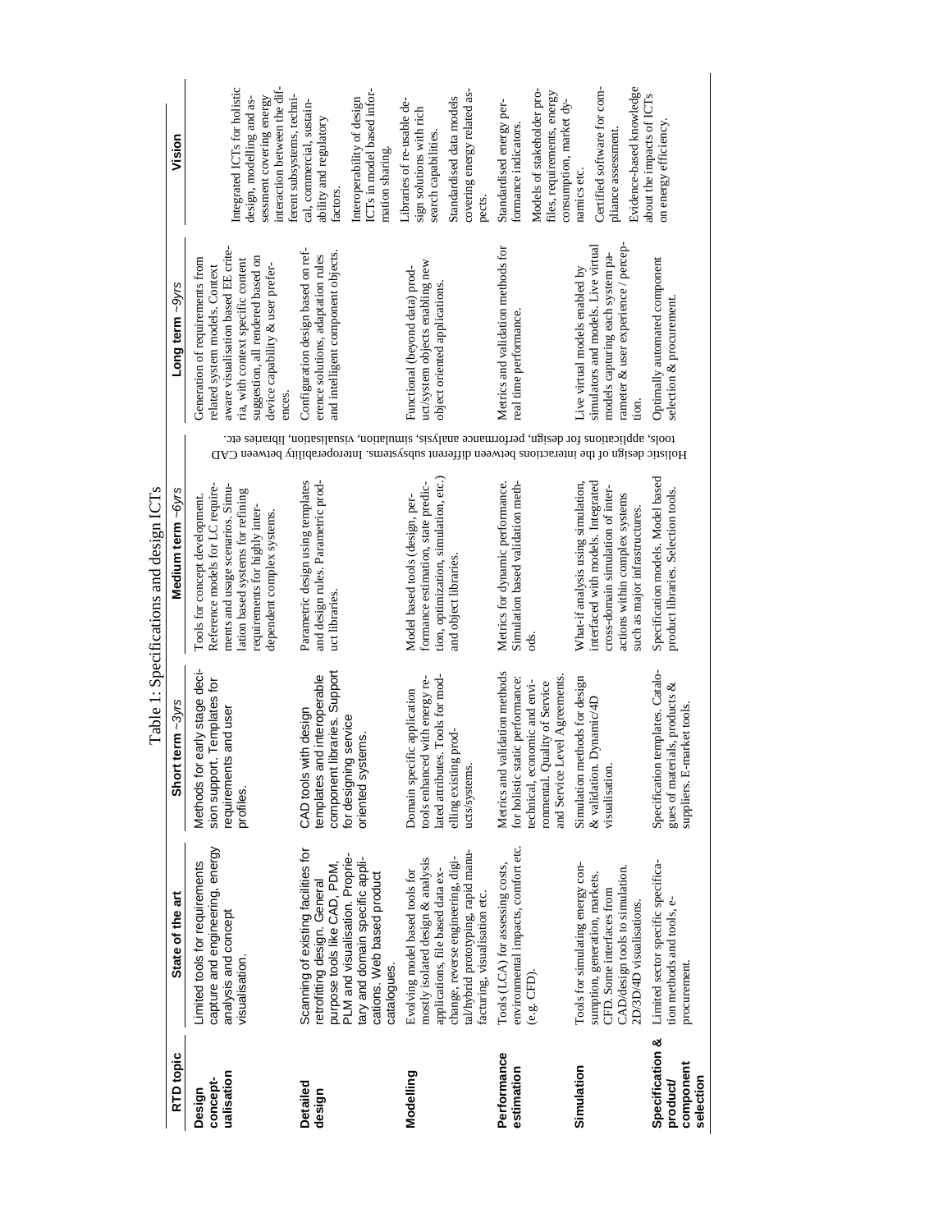Table 1: Specifications and design ICTs

| RTD topic | State of the art | Short term ~3yrs | Medium term ~6yrs | Long term ~9yrs | Vision |
|---|---|---|---|---|---|
| **Design conceptualisation** | Limited tools for requirements capture and engineering, energy analysis and concept visualisation. | Methods for early stage decision support. Templates for requirements and user profiles. | Tools for concept development. Reference models for LC requirements and usage scenarios. Simulation based systems for refining requirements for highly interdependent complex systems. | Generation of requirements from related system models. Context aware visualisation based EE criteria, with context specific content suggestion, all rendered based on device capability & user preferences. | Integrated ICTs for holistic design, modelling and assessment covering energy interaction between the different subsystems, technical, commercial, sustainability and regulatory factors. |
| **Detailed design** | Scanning of existing facilities for retrofitting design. General purpose tools like CAD, PDM, PLM and visualisation. Proprietary and domain specific applications. Web based product catalogues. | CAD tools with design templates and interoperable component libraries. Support for designing service oriented systems. | Parametric design using templates and design rules. Parametric product libraries. | Configuration design based on reference solutions, adaptation rules and intelligent component objects. | Interoperability of design ICTs in model based information sharing. |
| **Modelling** | Evolving model based tools for mostly isolated design & analysis applications, file based data exchange, reverse engineering, digital/hybrid prototyping, rapid manufacturing, visualisation etc. | Domain specific application tools enhanced with energy related attributes. Tools for modelling existing products/systems. | Model based tools (design, performance estimation, state prediction, optimization, simulation, etc.) and object libraries. | Functional (beyond data) product/system objects enabling new object oriented applications. | Libraries of re-usable design solutions with rich search capabilities.<br>Standardised data models covering energy related aspects. |
| **Performance estimation** | Tools (LCA) for assessing costs, environmental impacts, comfort etc. (e.g. CFD). | Metrics and validation methods for holistic static performance: technical, economic and environmental. Quality of Service and Service Level Agreements. | Metrics for dynamic performance. Simulation based validation methods. | Metrics and validation methods for real time performance. | Standardised energy performance indicators.<br>Models of stakeholder profiles, requirements, energy consumption, market dynamics etc. |
| **Simulation** | Tools for simulating energy consumption, generation, markets. CFD. Some interfaces from CAD/design tools to simulation. 2D/3D/4D visualisations. | Simulation methods for design & validation. Dynamic/4D visualisation. | What-if analysis using simulation, interfaced with models. Integrated cross-domain simulation of interactions within complex systems such as major infrastructures. | Live virtual models enabled by simulators and models. Live virtual models capturing each system parameter & user experience / perception. | Certified software for compliance assessment. |
| **Specification & product/ component selection** | Limited sector specific specification methods and tools, e-procurement. | Specification templates. Catalogues of materials, products & suppliers. E-market tools. | Specification models. Model based product libraries. Selection tools. | Optimally automated component selection & procurement. | Evidence-based knowledge about the impacts of ICTs on energy efficiency. |

Holistic design of the interactions between different subsystems. Interoperability between CAD tools, applications for design, performance analysis, simulation, visualisation, libraries etc.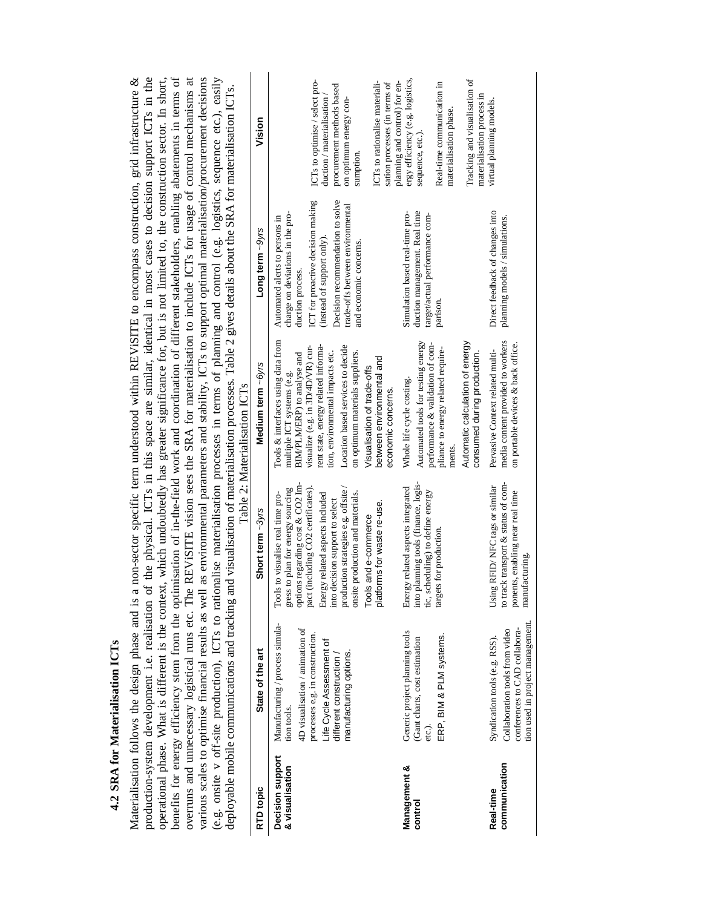### 4.2 SRA for Materialisation ICTs

Materialisation follows the design phase and is a non-sector specific term understood within REViSITE to encompass construction, grid infrastructure & production-system development i.e. realisation of the physical. ICTs in this space are similar, identical in most cases to decision support ICTs in the operational phase. What is different is the context, which undoubtedly has greater significance for, but is not limited to, the construction sector. In short, benefits for energy efficiency stem from the optimisation of in-the-field work and coordination of different stakeholders, enabling abatements in terms of overruns and unnecessary logistical runs etc. The REViSITE vision sees the SRA for materialisation to include ICTs for usage of control mechanisms at various scales to optimise financial results as well as environmental parameters and stability, ICTs to support optimal materialisation/procurement decisions (e.g. onsite v off-site production), ICTs to rationalise materialisation processes in terms of planning and control (e.g. logistics, sequence etc.), easily deployable mobile communications and tracking and visualisation of materialisation processes. Table 2 gives details about the SRA for materialisation ICTs.

Table 2: Materialisation ICTs

| RTD topic | State of the art | Short term ~3yrs | Medium term ~6yrs | Long term ~9yrs | Vision |
|---|---|---|---|---|---|
| **Decision support & visualisation** | Manufacturing / process simulation tools.<br>4D visualisation / animation of processes e.g. in construction.<br>Life Cycle Assessment of different construction / manufacturing options. | Tools to visualise real time progress to plan for energy sourcing options regarding cost & CO2 impact (including CO2 certificates).<br>Energy related aspects included into decision support to select production strategies e.g. offsite / onsite production and materials.<br>Tools and e-commerce platforms for waste re-use. | Tools & interfaces using data from multiple ICT systems (e.g. BIM/PLM/ERP) to analyse and visualize (e.g. in 3D/4D/VR) current state, energy related information, environmental impacts etc.<br>Location based services to decide on optimum materials suppliers.<br>Visualisation of trade-offs between environmental and economic concerns. | Automated alerts to persons in charge on deviations in the production process.<br>ICT for proactive decision making (instead of support only).<br>Decision recommendation to solve trade-offs between environmental and economic concerns. | ICTs to optimise / select production / materialisation / procurement methods based on optimum energy consumption.<br>ICTs to rationalise materialisation processes (in terms of planning and control) for energy efficiency (e.g. logistics, sequence, etc.). |
| **Management & control** | Generic project planning tools (Gant charts, cost estimation etc.).<br>ERP, BIM & PLM systems. | Energy related aspects integrated into planning tools (finance, logistic, scheduling) to define energy targets for production. | Whole life cycle costing.<br>Automated tools for testing energy performance & validation of compliance to energy related requirements.<br>Automatic calculation of energy consumed during production. | Simulation based real-time production management. Real time target/actual performance comparison. | Real-time communication in materialisation phase. |
| **Real-time communication** | Syndication tools (e.g. RSS).<br>Collaboration tools from video conferences to CAD collaboration used in project management. | Using RFID/ NFC tags or similar to track transport & status of components, enabling near real time manufacturing. | Pervasive Context related multimedia content provided to workers on portable devices & back office. | Direct feedback of changes into planning models / simulations. | Tracking and visualisation of materialisation process in virtual planning models. |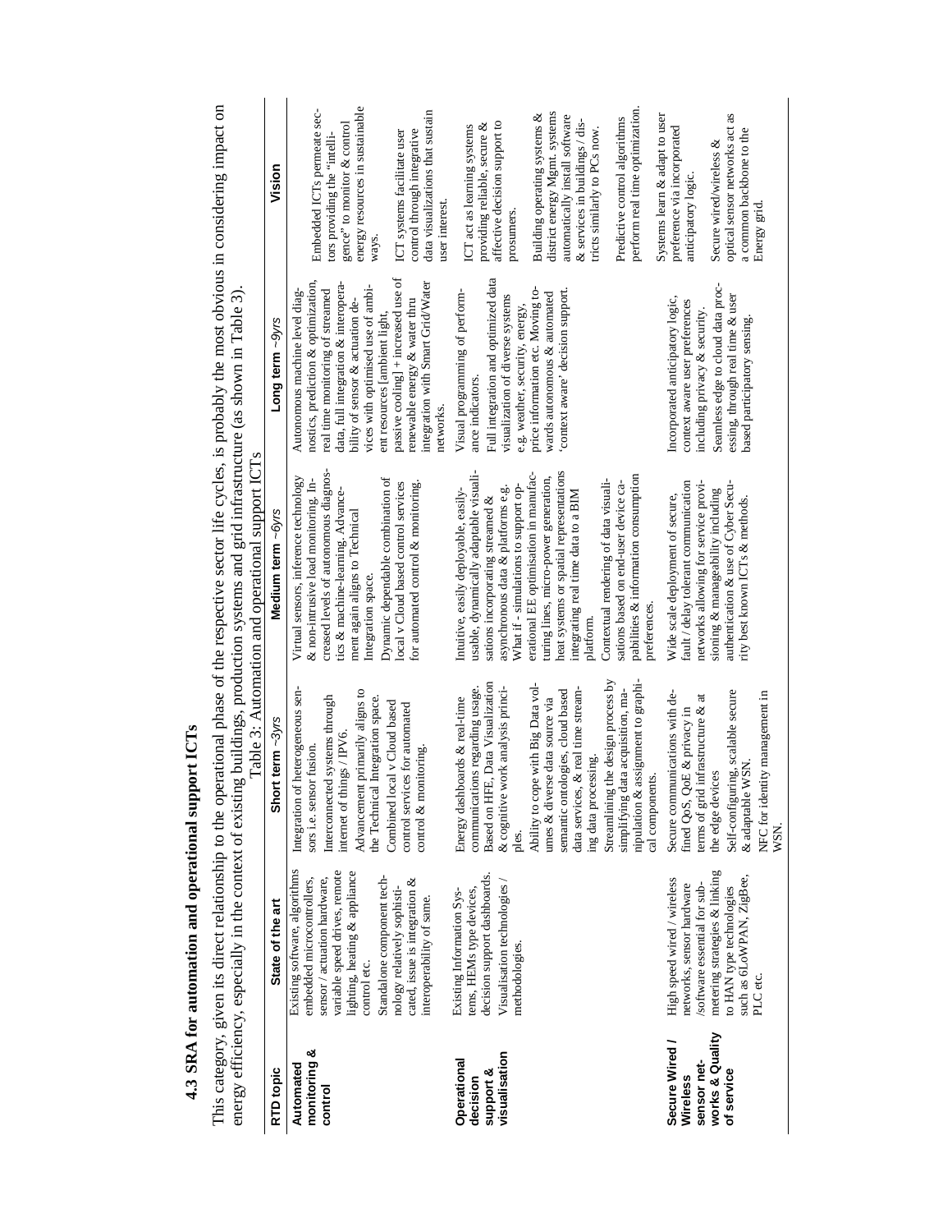### 4.3 SRA for automation and operational support ICTs

This category, given its direct relationship to the operational phase of the respective sector life cycles, is probably the most obvious in considering impact on energy efficiency, especially in the context of existing buildings, production systems and grid infrastructure (as shown in Table 3).

Table 3: Automation and operational support ICTs

| RTD topic | State of the art | Short term ~3yrs | Medium term ~6yrs | Long term ~9yrs | Vision |
|---|---|---|---|---|---|
| **Automated monitoring & control** | Existing software, algorithms embedded microcontrollers, sensor / actuation hardware, variable speed drives, remote lighting, heating & appliance control etc.<br><br>Standalone component technology relatively sophisticated, issue is integration & interoperability of same. | Integration of heterogeneous sensors i.e. sensor fusion.<br><br>Interconnected systems through internet of things / IPV6.<br><br>Advancement primarily aligns to the Technical Integration space.<br><br>Combined local v Cloud based control services for automated control & monitoring. | Virtual sensors, inference technology & non-intrusive load monitoring. Increased levels of autonomous diagnostics & machine-learning. Advancement again aligns to Technical Integration space.<br><br>Dynamic dependable combination of local v Cloud based control services for automated control & monitoring. | Autonomous machine level diagnostics, prediction & optimization, real time monitoring of streamed data, full integration & interoperability of sensor & actuation devices with optimised use of ambient resources [ambient light, passive cooling] + increased use of renewable energy & water thru integration with Smart Grid/Water networks. | Embedded ICTs permeate sectors providing the "intelligence" to monitor & control energy resources in sustainable ways.<br><br>ICT systems facilitate user control through integrative data visualizations that sustain user interest. |
| **Operational decision support & visualisation** | Existing Information Systems, HEMs type devices, decision support dashboards.<br><br>Visualisation technologies / methodologies. | Energy dashboards & real-time communications regarding usage. Based on HFE, Data Visualization & cognitive work analysis principles.<br><br>Ability to cope with Big Data volumes & diverse data source via semantic ontologies, cloud based data services, & real time streaming data processing.<br><br>Streamlining the design process by simplifying data acquisition, manipulation & assignment to graphical components. | Intuitive, easily deployable, easily-usable, dynamically adaptable visualisations incorporating streamed & asynchronous data & platforms e.g. What if - simulations to support operational EE optimisation in manufacturing lines, micro-power generation, heat systems or spatial representations integrating real time data to a BIM platform.<br><br>Contextual rendering of data visualisations based on end-user device capabilities & information consumption preferences. | Visual programming of performance indicators.<br><br>Full integration and optimized data visualization of diverse systems e.g. weather, security, energy, price information etc. Moving towards autonomous & automated 'context aware' decision support. | ICT act as learning systems providing reliable, secure & affective decision support to prosumers.<br><br>Building operating systems & district energy Mgmt. systems automatically install software & services in buildings / districts similarly to PCs now.<br><br>Predictive control algorithms perform real time optimization. |
| **Secure Wired / Wireless sensor networks & Quality of service** | High speed wired / wireless networks, sensor hardware /software essential for submetering strategies & linking to HAN type technologies such as 6LoWPAN, ZigBee, PLC etc. | Secure communications with defined QoS, QoE & privacy in terms of grid infrastructure & at the edge devices<br><br>Self-configuring, scalable secure & adaptable WSN.<br><br>NFC for identity management in WSN. | Wide scale deployment of secure, fault / delay tolerant communication networks allowing for service provisioning & manageability including authentication & use of Cyber Security best known ICTs & methods. | Incorporated anticipatory logic, context aware user preferences including privacy & security.<br><br>Seamless edge to cloud data processing, through real time & user based participatory sensing. | Systems learn & adapt to user preference via incorporated anticipatory logic.<br><br>Secure wired/wireless & optical sensor networks act as a common backbone to the Energy grid. |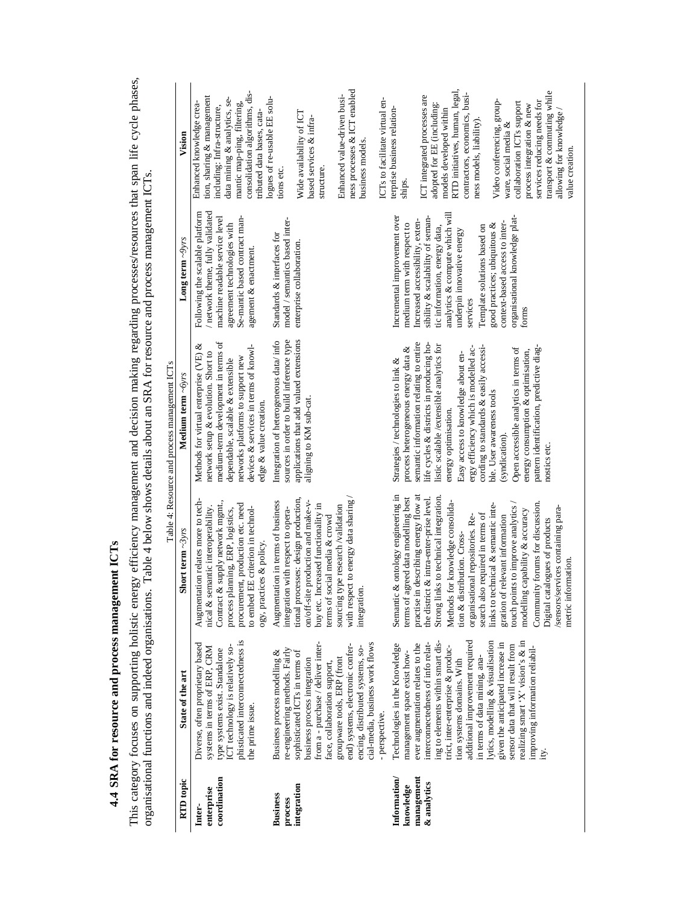## 4.4 SRA for resource and process management ICTs

This category focuses on supporting holistic energy efficiency management and decision making regarding processes/resources that span life cycle phases, organisational functions and indeed organisations. Table 4 below shows details about an SRA for resource and process management ICTs.

Table 4: Resource and process management ICTs

| RTD topic | State of the art | Short term *~3yrs* | Medium term *~6yrs* | Long term *~9yrs* | Vision |
|---|---|---|---|---|---|
| **Inter-enterprise coordination** | Diverse, often proprietary based systems in terms of ERP, CRM type systems exist. Standalone ICT technology is relatively sophisticated interconnectedness is the prime issue. | Augmentation relates more to technical & semantic interoperability. Contract & supply network mgmt., process planning, ERP, logistics, procurement, production etc. need to embed EE criterion in technology, practices & policy. | Methods for virtual enterprise (VE) & network setup & evolution. Short to medium-term development in terms of dependable, scalable & extensible networks platforms to support new devices & services in terms of knowledge & value creation. | Following the scalable platform / network theme, fully validated machine readable service level agreement technologies with Se-mantic based contract management & enactment. | Enhanced knowledge creation, sharing & management including; Infra-structure, data mining & analytics, semantic map-ping, filtering, consolidation algorithms, distributed data bases, catalogues of re-usable EE solutions etc.<br><br>Wide availability of ICT based services & infrastructure.<br><br>Enhanced value-driven business processes & ICT enabled business models.<br><br>ICTs to facilitate virtual enterprise business relationships.<br><br>ICT integrated processes are adopted for EE (including: models developed within RTD initiatives, human, legal, contractors, economics, business models, liability).<br><br>Video conferencing, groupware, social media & collaboration ICTs support process integration & new services reducing needs for transport & commuting while allowing for knowledge / value creation. |
| **Business process integration** | Business process modelling & re-engineering methods. Fairly sophisticated ICTs in terms of business process integration from a - purchase / deliver interface, collaboration support, groupware tools, ERP (front end) systems, electronic conferencing, distributed systems, social-media, business work flows - perspective. | Augmentation in terms of business integration with respect to operational processes: design production, on/off-site production and make-v-buy etc. Increased functionality in terms of social media & crowd sourcing type research /validation with respect to energy data sharing / integration. | Integration of heterogeneous data/ info sources in order to build inference type applications that add valued extensions aligning to KM sub-cat. | Standards & interfaces for model / semantics based inter-enterprise collaboration. | |
| **Information/ knowledge management & analytics** | Technologies in the Knowledge management space exist how-ever augmentation relates to the interconnectedness of info relating to elements within smart district, inter-enterprise & production systems domains. With additional improvement required in terms of data mining, analytics, modelling & visualisation given the anticipated increase in sensor data that will result from realizing smart 'X' vision's & in improving information reliability. | Semantic & ontology engineering in terms of agreed data modelling best practise in describing energy flow at the district & intra-enter-prise level. Strong links to technical integration. Methods for knowledge consolidation & distribution. Cross-organisational repositories. Research also required in terms of integration of relevant information links to technical & semantic inte-touch points to improve analytics / modelling capability & accuracy Community forums for discussion. Digital catalogues of products /sensors/services containing parametric information. | Strategies / technologies to link & process heterogeneous energy data & semantic information relating to entire life cycles & districts in producing holistic scalable /extensible analytics for energy optimisation.<br><br>Easy access to knowledge about energy efficiency which is modelled according to standards & easily accessible. User awareness tools (syndication).<br><br>Open accessible analytics in terms of energy consumption & optimisation, pattern identification, predictive diagnostics etc. | Incremental improvement over medium term with respect to Increased accessibility, extensibility & scalability of semantic information, energy data, analytics & compute which will underpin innovative energy services<br><br>Template solutions based on good practices; ubiquitous & context-based access to inter-organisational knowledge platforms | |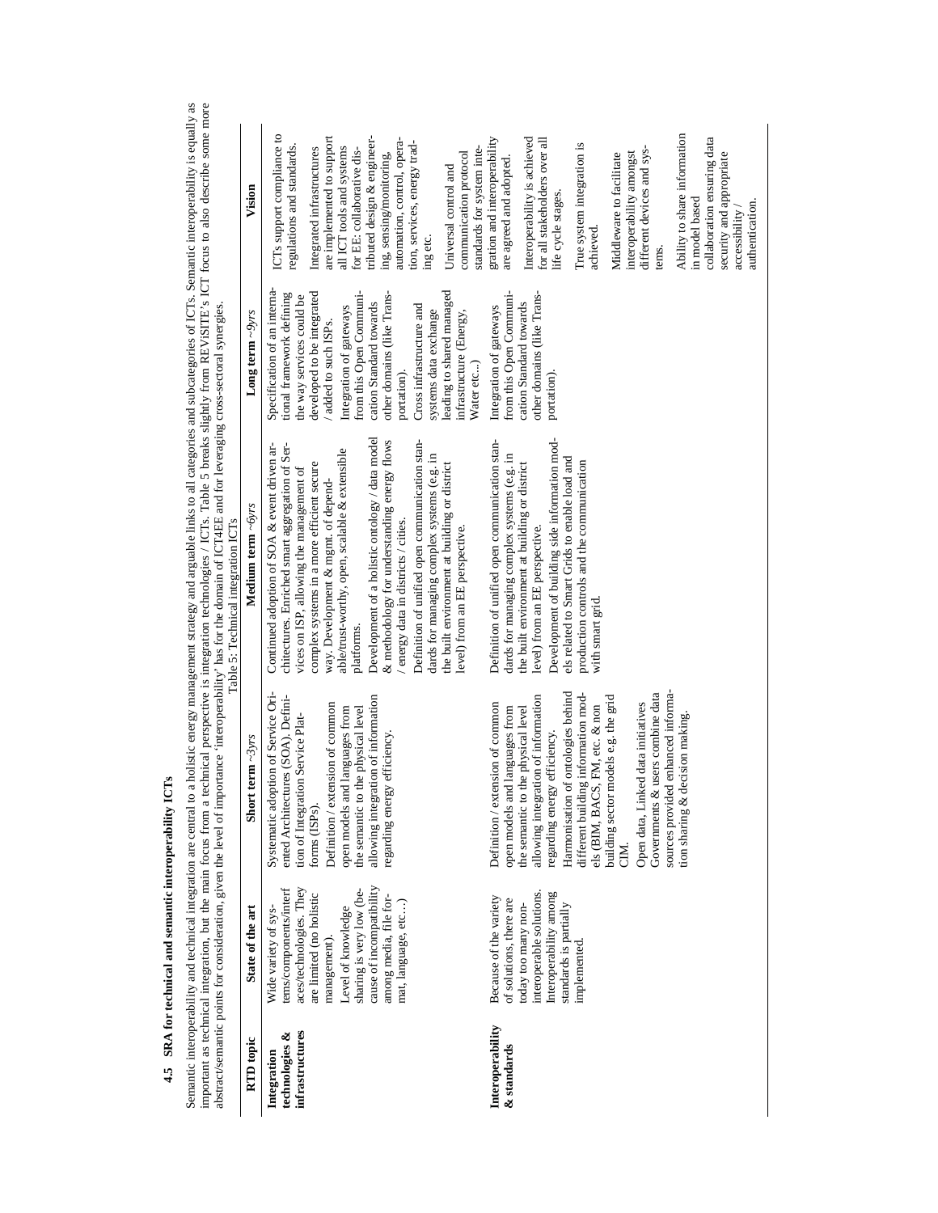### 4.5 SRA for technical and semantic interoperability ICTs

Semantic interoperability and technical integration are central to a holistic energy management strategy and arguable links to all categories and subcategories of ICTs. Semantic interoperability is equally as important as technical integration, but the main focus from a technical perspective is integration technologies / ICTs. Table 5 breaks slightly from REVISITE's ICT focus to also describe some more abstract/semantic points for consideration, given the level of importance 'interoperability' has for the domain of ICT4EE and for leveraging cross-sectoral synergies.

Table 5: Technical integration ICTs

| RTD topic | State of the art | Short term ~3yrs | Medium term ~6yrs | Long term ~9yrs | Vision |
|---|---|---|---|---|---|
| **Integration technologies & infrastructures** | Wide variety of systems/components/interfaces/technologies. They are limited (no holistic management).<br>Level of knowledge sharing is very low (because of incompatibility among media, file format, language, etc…) | Systematic adoption of Service Oriented Architectures (SOA). Definition of Integration Service Platforms (ISPs).<br>Definition / extension of common open models and languages from the semantic to the physical level allowing integration of information regarding energy efficiency. | Continued adoption of SOA & event driven architectures. Enriched smart aggregation of Services on ISP, allowing the management of complex systems in a more efficient secure way. Development & mgmt. of dependable/trust-worthy, open, scalable & extensible platforms.<br>Development of a holistic ontology / data model & methodology for understanding energy flows / energy data in districts / cities.<br>Definition of unified open communication standards for managing complex systems (e.g. in the built environment at building or district level) from an EE perspective. | Specification of an international framework defining the way services could be developed to be integrated / added to such ISPs.<br>Integration of gateways from this Open Communication Standard towards other domains (like Transportation).<br>Cross infrastructure and systems data exchange leading to shared managed infrastructure (Energy, Water etc...) | ICTs support compliance to regulations and standards.<br>Integrated infrastructures are implemented to support all ICT tools and systems for EE: collaborative distributed design & engineering, sensing/monitoring, automation, control, operation, services, energy trading etc.<br>Universal control and communication protocol standards for system integration and interoperability are agreed and adopted. |
| **Interoperability & standards** | Because of the variety of solutions, there are today too many non-interoperable solutions. Interoperability among standards is partially implemented. | Definition / extension of common open models and languages from the semantic to the physical level allowing integration of information regarding energy efficiency.<br>Harmonisation of ontologies behind different building information models (BIM, BACS, FM, etc. & non building sector models e.g. the grid CIM.<br>Open data, Linked data initiatives Governments & users combine data sources provided enhanced information sharing & decision making. | Definition of unified open communication standards for managing complex systems (e.g. in the built environment at building or district level) from an EE perspective.<br>Development of building side information models related to Smart Grids to enable load and production controls and the communication with smart grid. | Integration of gateways from this Open Communication Standard towards other domains (like Transportation). | Interoperability is achieved for all stakeholders over all life cycle stages.<br>True system integration is achieved.<br>Middleware to facilitate interoperability amongst different devices and systems.<br>Ability to share information in model based collaboration ensuring data security and appropriate accessibility / authentication. |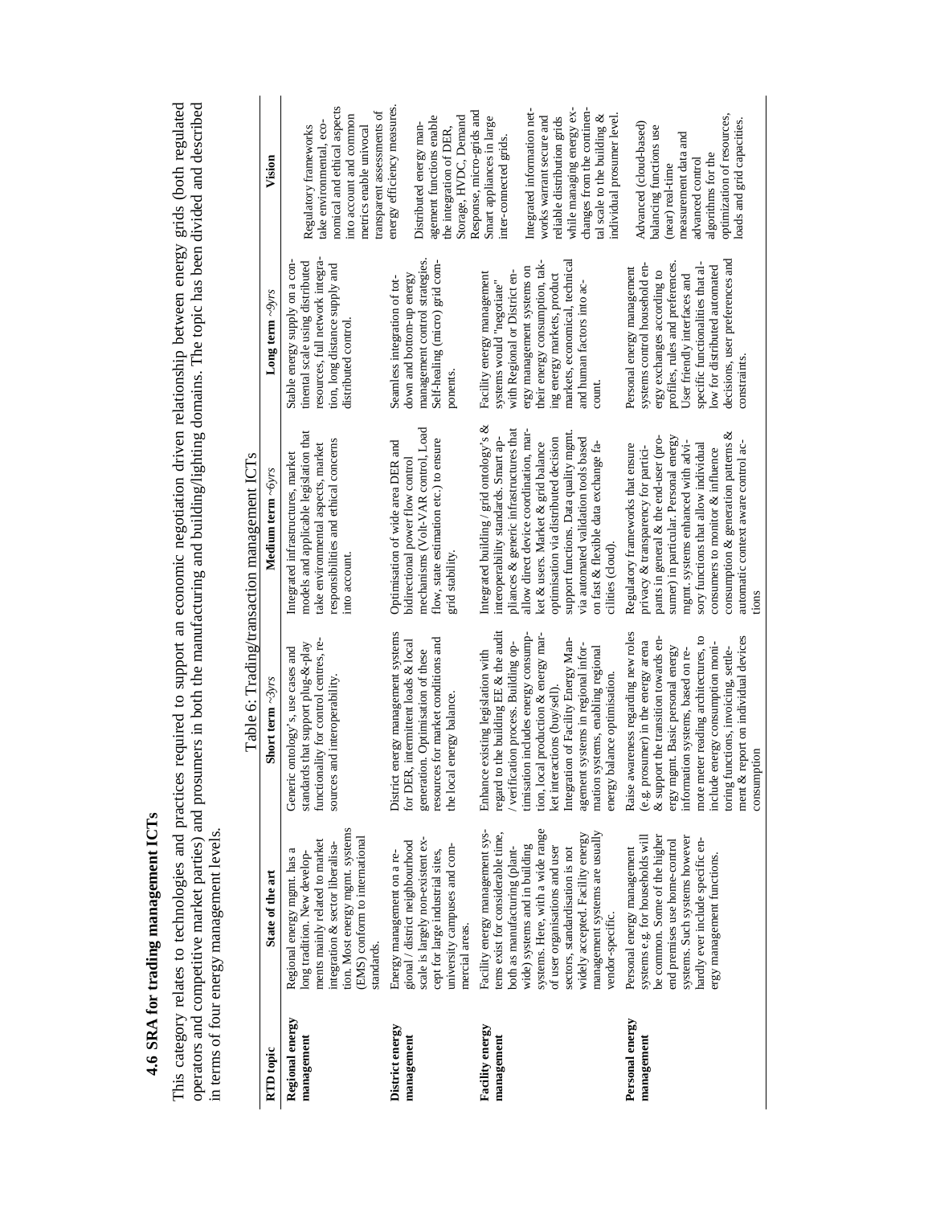## 4.6 SRA for trading management ICTs

This category relates to technologies and practices required to support an economic negotiation driven relationship between energy grids (both regulated operators and competitive market parties) and prosumers in both the manufacturing and building/lighting domains. The topic has been divided and described in terms of four energy management levels.

Table 6: Trading/transaction management ICTs

| RTD topic | State of the art | Short term ~3yrs | Medium term ~6yrs | Long term ~9yrs | Vision |
|---|---|---|---|---|---|
| **Regional energy management** | Regional energy mgmt. has a long tradition. New developments mainly related to market integration & sector liberalisation. Most energy mgmt. systems (EMS) conform to international standards. | Generic ontology's, use cases and standards that support plug-&-play functionality for control centres, resources and interoperability. | Integrated infrastructures, market models and applicable legislation that take environmental aspects, market responsibilities and ethical concerns into account. | Stable energy supply on a continental scale using distributed resources, full network integration, long distance supply and distributed control. | Regulatory frameworks take environmental, economical and ethical aspects into account and common metrics enable univocal transparent assessments of energy efficiency measures. |
| **District energy management** | Energy management on a regional / district neighbourhood scale is largely non-existent except for large industrial sites, university campuses and commercial areas. | District energy management systems for DER, intermittent loads & local generation. Optimisation of these resources for market conditions and the local energy balance. | Optimisation of wide area DER and bidirectional power flow control mechanisms (Volt-VAR control, Load flow, state estimation etc.) to ensure grid stability. | Seamless integration of top-down and bottom-up energy management control strategies. Self-healing (micro) grid components. | Distributed energy management functions enable the integration of DER, Storage, HVDC, Demand Response, micro-grids and Smart appliances in large inter-connected grids. |
| **Facility energy management** | Facility energy management systems exist for considerable time, both as manufacturing (plant-wide) systems and in building systems. Here, with a wide range of user organisations and user sectors, standardisation is not widely accepted. Facility energy management systems are usually vendor-specific. | Enhance existing legislation with regard to the building EE & the audit / verification process. Building optimisation includes energy consumption, local production & energy market interactions (buy/sell). Integration of Facility Energy Management systems in regional information systems, enabling regional energy balance optimisation. | Integrated building / grid ontology's & interoperability standards. Smart appliances & generic infrastructures that allow direct device coordination, market & users. Market & grid balance optimisation via distributed decision support functions. Data quality mgmt. via automated validation tools based on fast & flexible data exchange facilities (cloud). | Facility energy management systems would "negotiate" with Regional or District energy management systems on their energy consumption, taking energy markets, product markets, economical, technical and human factors into account. | Integrated information networks warrant secure and reliable distribution grids while managing energy exchanges from the continental scale to the building & individual prosumer level. |
| **Personal energy management** | Personal energy management systems e.g. for households will be common. Some of the higher end premises use home-control systems. Such systems however hardly ever include specific energy management functions. | Raise awareness regarding new roles (e.g. prosumer) in the energy arena & support the transition towards energy mgmt. Basic personal energy information systems, based on remote meter reading architectures, to include energy consumption monitoring functions, invoicing, settlement & report on individual devices consumption | Regulatory frameworks that ensure privacy & transparency for participants in general & the end-user (prosumer) in particular. Personal energy mgmt. systems enhanced with advisory functions that allow individual consumers to monitor & influence consumption & generation patterns & automatic context aware control actions | Personal energy management systems control household energy exchanges according to profiles, rules and preferences. User friendly interfaces and specific functionalities that allow for distributed automated decisions, user preferences and constraints. | Advanced (cloud-based) balancing functions use (near) real-time measurement data and advanced control algorithms for the optimization of resources, loads and grid capacities. |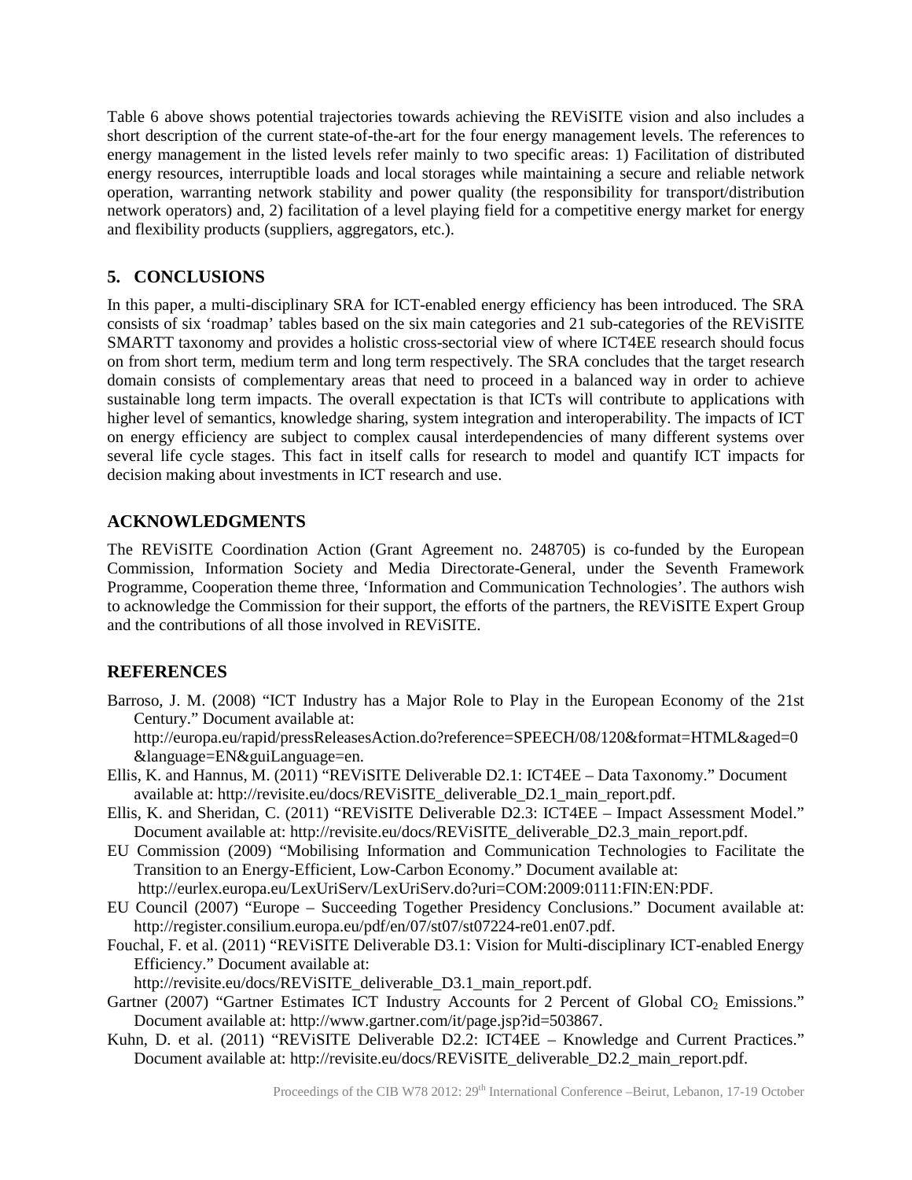Table 6 above shows potential trajectories towards achieving the REViSITE vision and also includes a short description of the current state-of-the-art for the four energy management levels. The references to energy management in the listed levels refer mainly to two specific areas: 1) Facilitation of distributed energy resources, interruptible loads and local storages while maintaining a secure and reliable network operation, warranting network stability and power quality (the responsibility for transport/distribution network operators) and, 2) facilitation of a level playing field for a competitive energy market for energy and flexibility products (suppliers, aggregators, etc.).

## 5. CONCLUSIONS

In this paper, a multi-disciplinary SRA for ICT-enabled energy efficiency has been introduced. The SRA consists of six 'roadmap' tables based on the six main categories and 21 sub-categories of the REViSITE SMARTT taxonomy and provides a holistic cross-sectorial view of where ICT4EE research should focus on from short term, medium term and long term respectively. The SRA concludes that the target research domain consists of complementary areas that need to proceed in a balanced way in order to achieve sustainable long term impacts. The overall expectation is that ICTs will contribute to applications with higher level of semantics, knowledge sharing, system integration and interoperability. The impacts of ICT on energy efficiency are subject to complex causal interdependencies of many different systems over several life cycle stages. This fact in itself calls for research to model and quantify ICT impacts for decision making about investments in ICT research and use.

## ACKNOWLEDGMENTS

The REViSITE Coordination Action (Grant Agreement no. 248705) is co-funded by the European Commission, Information Society and Media Directorate-General, under the Seventh Framework Programme, Cooperation theme three, 'Information and Communication Technologies'. The authors wish to acknowledge the Commission for their support, the efforts of the partners, the REViSITE Expert Group and the contributions of all those involved in REViSITE.

## REFERENCES

Barroso, J. M. (2008) "ICT Industry has a Major Role to Play in the European Economy of the 21st Century." Document available at: http://europa.eu/rapid/pressReleasesAction.do?reference=SPEECH/08/120&format=HTML&aged=0&language=EN&guiLanguage=en.

Ellis, K. and Hannus, M. (2011) "REViSITE Deliverable D2.1: ICT4EE – Data Taxonomy." Document available at: http://revisite.eu/docs/REViSITE_deliverable_D2.1_main_report.pdf.

Ellis, K. and Sheridan, C. (2011) "REViSITE Deliverable D2.3: ICT4EE – Impact Assessment Model." Document available at: http://revisite.eu/docs/REViSITE_deliverable_D2.3_main_report.pdf.

EU Commission (2009) "Mobilising Information and Communication Technologies to Facilitate the Transition to an Energy-Efficient, Low-Carbon Economy." Document available at: http://eurlex.europa.eu/LexUriServ/LexUriServ.do?uri=COM:2009:0111:FIN:EN:PDF.

EU Council (2007) "Europe – Succeeding Together Presidency Conclusions." Document available at: http://register.consilium.europa.eu/pdf/en/07/st07/st07224-re01.en07.pdf.

Fouchal, F. et al. (2011) "REViSITE Deliverable D3.1: Vision for Multi-disciplinary ICT-enabled Energy Efficiency." Document available at: http://revisite.eu/docs/REViSITE_deliverable_D3.1_main_report.pdf.

Gartner (2007) "Gartner Estimates ICT Industry Accounts for 2 Percent of Global $CO_2$ Emissions." Document available at: http://www.gartner.com/it/page.jsp?id=503867.

Kuhn, D. et al. (2011) "REViSITE Deliverable D2.2: ICT4EE – Knowledge and Current Practices." Document available at: http://revisite.eu/docs/REViSITE_deliverable_D2.2_main_report.pdf.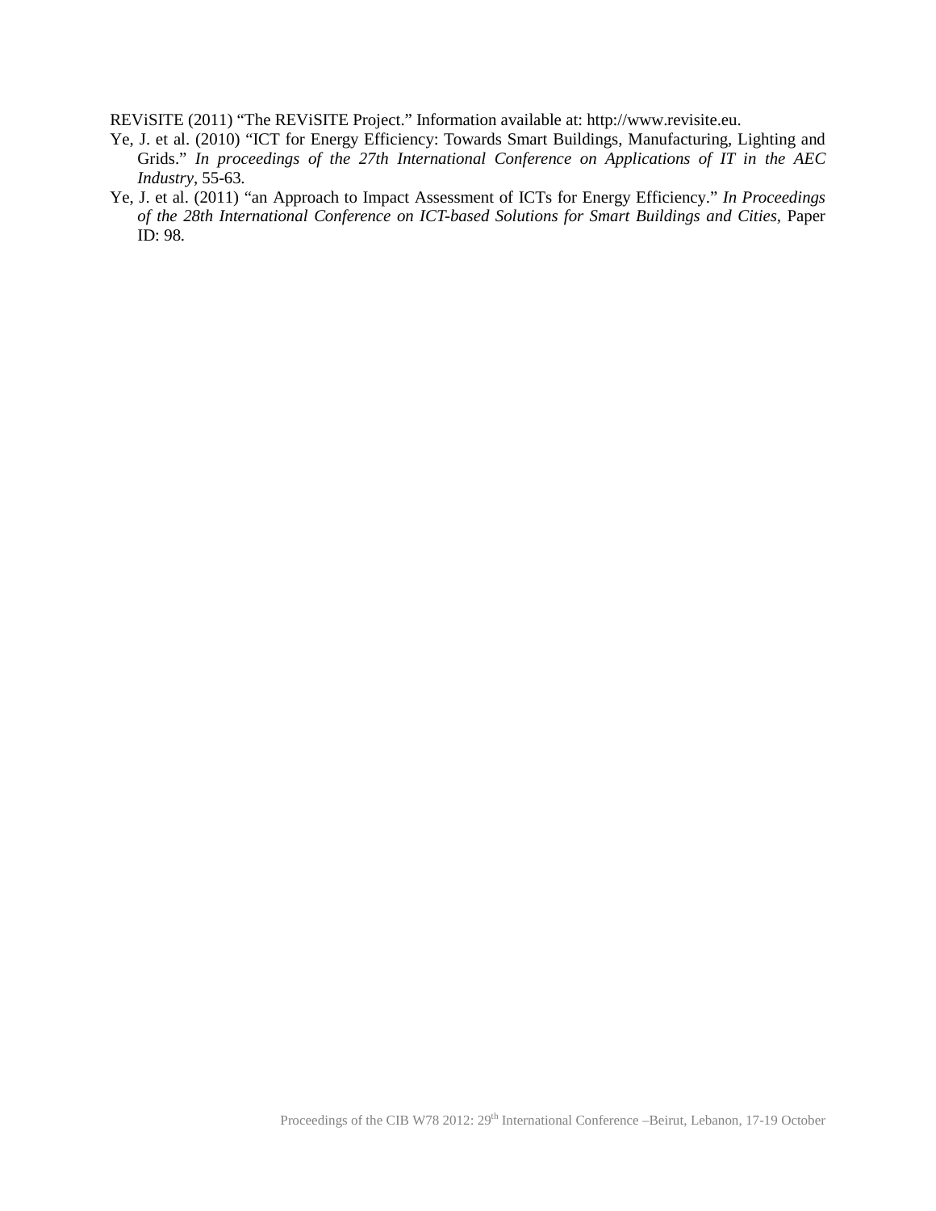REViSITE (2011) "The REViSITE Project." Information available at: http://www.revisite.eu.

Ye, J. et al. (2010) "ICT for Energy Efficiency: Towards Smart Buildings, Manufacturing, Lighting and Grids." *In proceedings of the 27th International Conference on Applications of IT in the AEC Industry*, 55-63.

Ye, J. et al. (2011) "an Approach to Impact Assessment of ICTs for Energy Efficiency." *In Proceedings of the 28th International Conference on ICT-based Solutions for Smart Buildings and Cities*, Paper ID: 98.